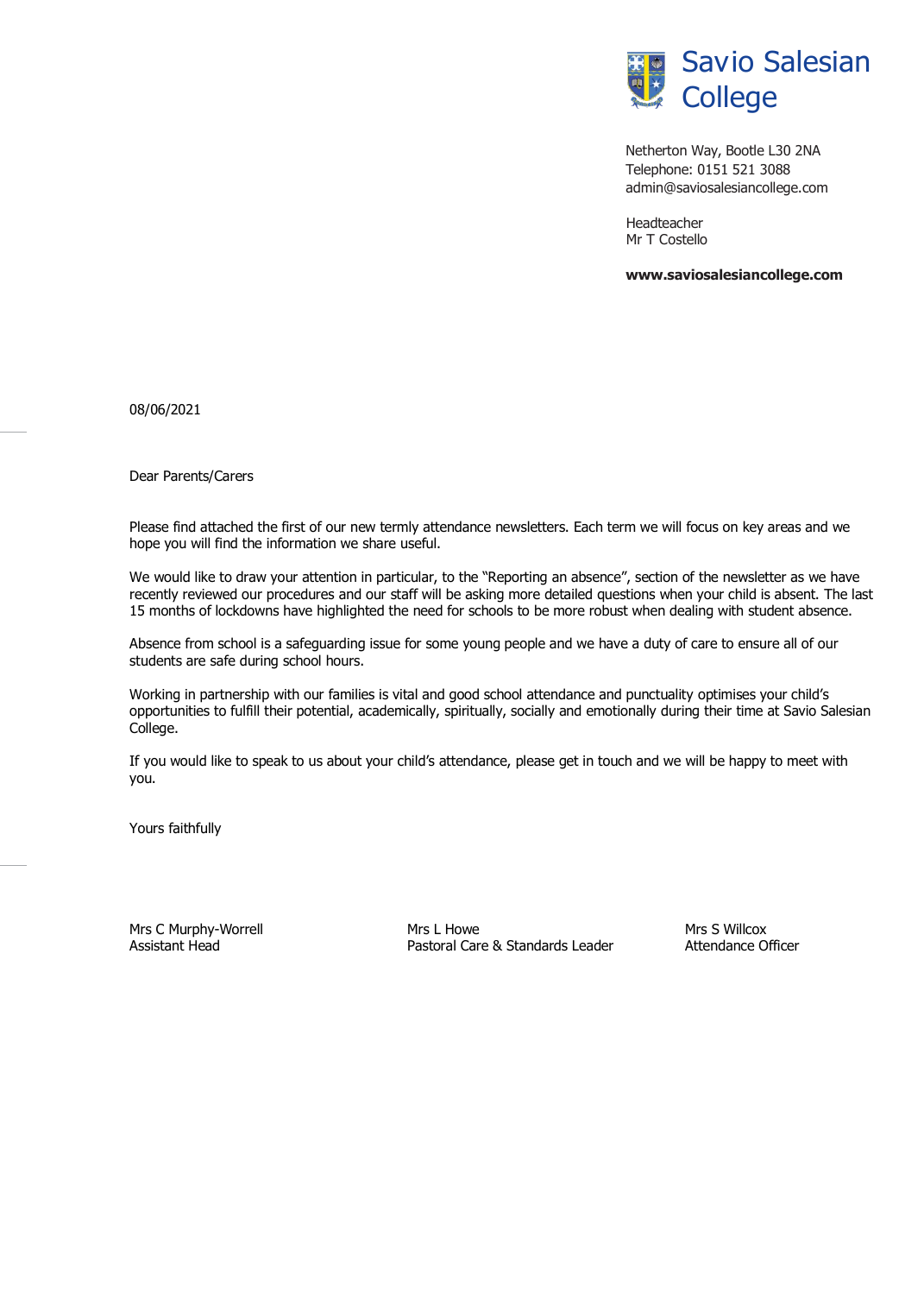# Savio Salesian College

Netherton Way, Bootle L30 2NA
Telephone: 0151 521 3088
admin@saviosalesiancollege.com

Headteacher
Mr T Costello

**www.saviosalesiancollege.com**

08/06/2021

Dear Parents/Carers

Please find attached the first of our new termly attendance newsletters. Each term we will focus on key areas and we hope you will find the information we share useful.

We would like to draw your attention in particular, to the "Reporting an absence", section of the newsletter as we have recently reviewed our procedures and our staff will be asking more detailed questions when your child is absent. The last 15 months of lockdowns have highlighted the need for schools to be more robust when dealing with student absence.

Absence from school is a safeguarding issue for some young people and we have a duty of care to ensure all of our students are safe during school hours.

Working in partnership with our families is vital and good school attendance and punctuality optimises your child's opportunities to fulfill their potential, academically, spiritually, socially and emotionally during their time at Savio Salesian College.

If you would like to speak to us about your child's attendance, please get in touch and we will be happy to meet with you.

Yours faithfully

Mrs C Murphy-Worrell
Assistant Head

Mrs L Howe
Pastoral Care & Standards Leader

Mrs S Willcox
Attendance Officer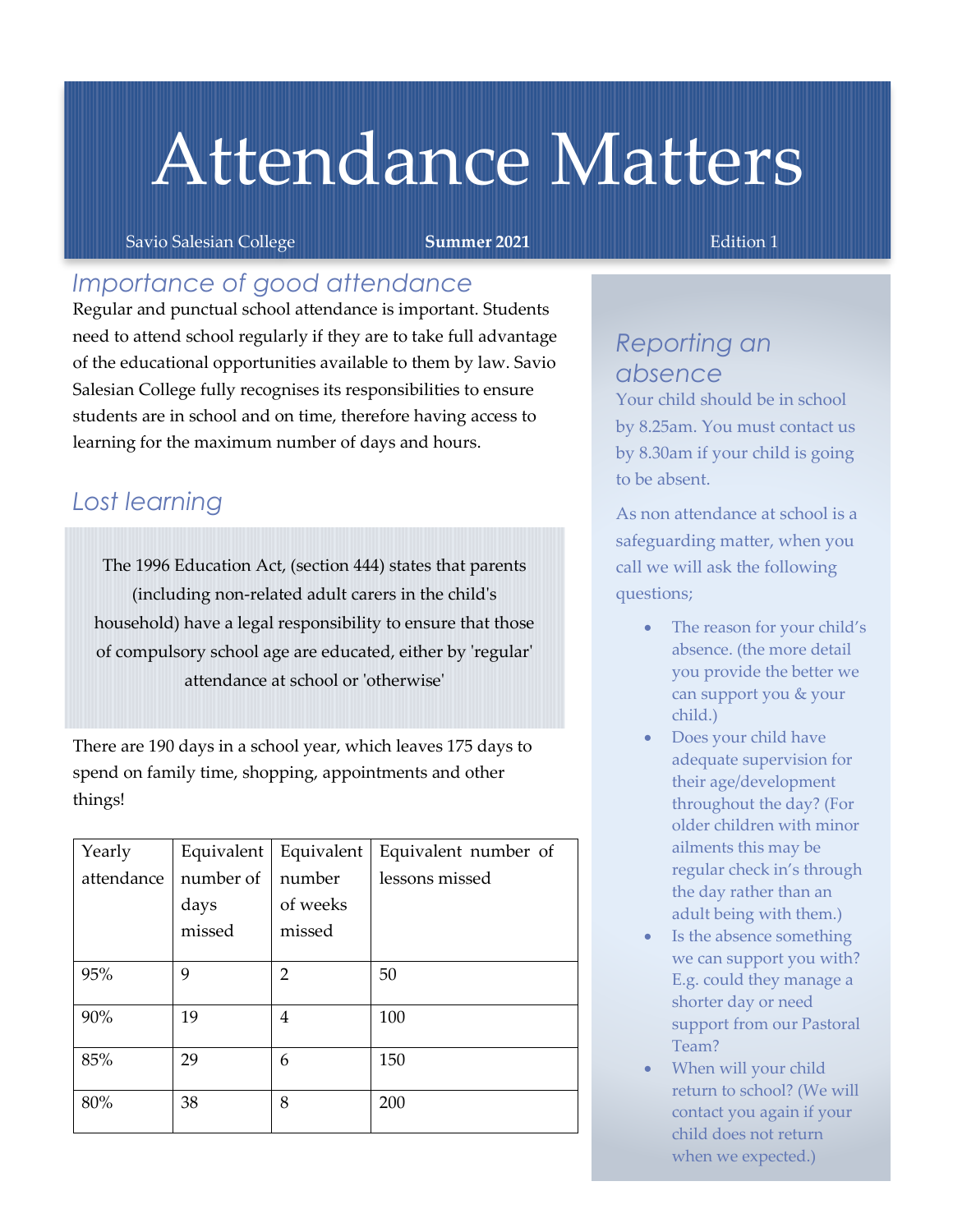# Attendance Matters

Savio Salesian College | **Summer 2021** | Edition 1

## Importance of good attendance

Regular and punctual school attendance is important. Students need to attend school regularly if they are to take full advantage of the educational opportunities available to them by law. Savio Salesian College fully recognises its responsibilities to ensure students are in school and on time, therefore having access to learning for the maximum number of days and hours.

## Lost learning

The 1996 Education Act, (section 444) states that parents (including non-related adult carers in the child's household) have a legal responsibility to ensure that those of compulsory school age are educated, either by 'regular' attendance at school or 'otherwise'

There are 190 days in a school year, which leaves 175 days to spend on family time, shopping, appointments and other things!

| Yearly attendance | Equivalent number of days missed | Equivalent number of weeks missed | Equivalent number of lessons missed |
|---|---|---|---|
| 95% | 9 | 2 | 50 |
| 90% | 19 | 4 | 100 |
| 85% | 29 | 6 | 150 |
| 80% | 38 | 8 | 200 |

## Reporting an absence

Your child should be in school by 8.25am. You must contact us by 8.30am if your child is going to be absent.

As non attendance at school is a safeguarding matter, when you call we will ask the following questions;

- The reason for your child's absence. (the more detail you provide the better we can support you & your child.)
- Does your child have adequate supervision for their age/development throughout the day? (For older children with minor ailments this may be regular check in's through the day rather than an adult being with them.)
- Is the absence something we can support you with? E.g. could they manage a shorter day or need support from our Pastoral Team?
- When will your child return to school? (We will contact you again if your child does not return when we expected.)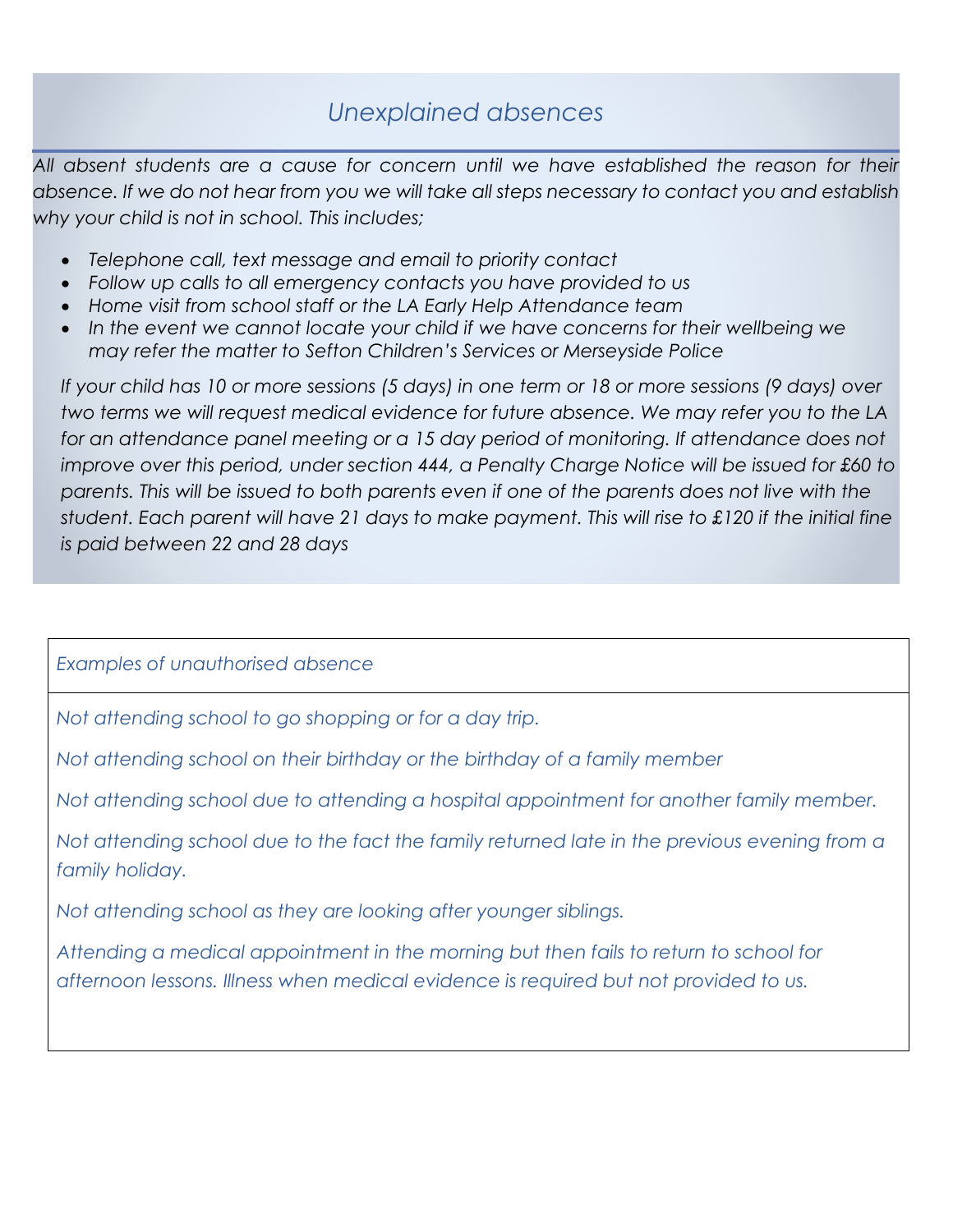## *Unexplained absences*

*All absent students are a cause for concern until we have established the reason for their absence. If we do not hear from you we will take all steps necessary to contact you and establish why your child is not in school. This includes;*

- *Telephone call, text message and email to priority contact*
- *Follow up calls to all emergency contacts you have provided to us*
- *Home visit from school staff or the LA Early Help Attendance team*
- *In the event we cannot locate your child if we have concerns for their wellbeing we may refer the matter to Sefton Children's Services or Merseyside Police*

*If your child has 10 or more sessions (5 days) in one term or 18 or more sessions (9 days) over two terms we will request medical evidence for future absence. We may refer you to the LA for an attendance panel meeting or a 15 day period of monitoring. If attendance does not improve over this period, under section 444, a Penalty Charge Notice will be issued for £60 to parents. This will be issued to both parents even if one of the parents does not live with the student. Each parent will have 21 days to make payment. This will rise to £120 if the initial fine is paid between 22 and 28 days*

*Examples of unauthorised absence*

*Not attending school to go shopping or for a day trip.*

*Not attending school on their birthday or the birthday of a family member*

*Not attending school due to attending a hospital appointment for another family member.*

*Not attending school due to the fact the family returned late in the previous evening from a family holiday.*

*Not attending school as they are looking after younger siblings.*

*Attending a medical appointment in the morning but then fails to return to school for afternoon lessons. Illness when medical evidence is required but not provided to us.*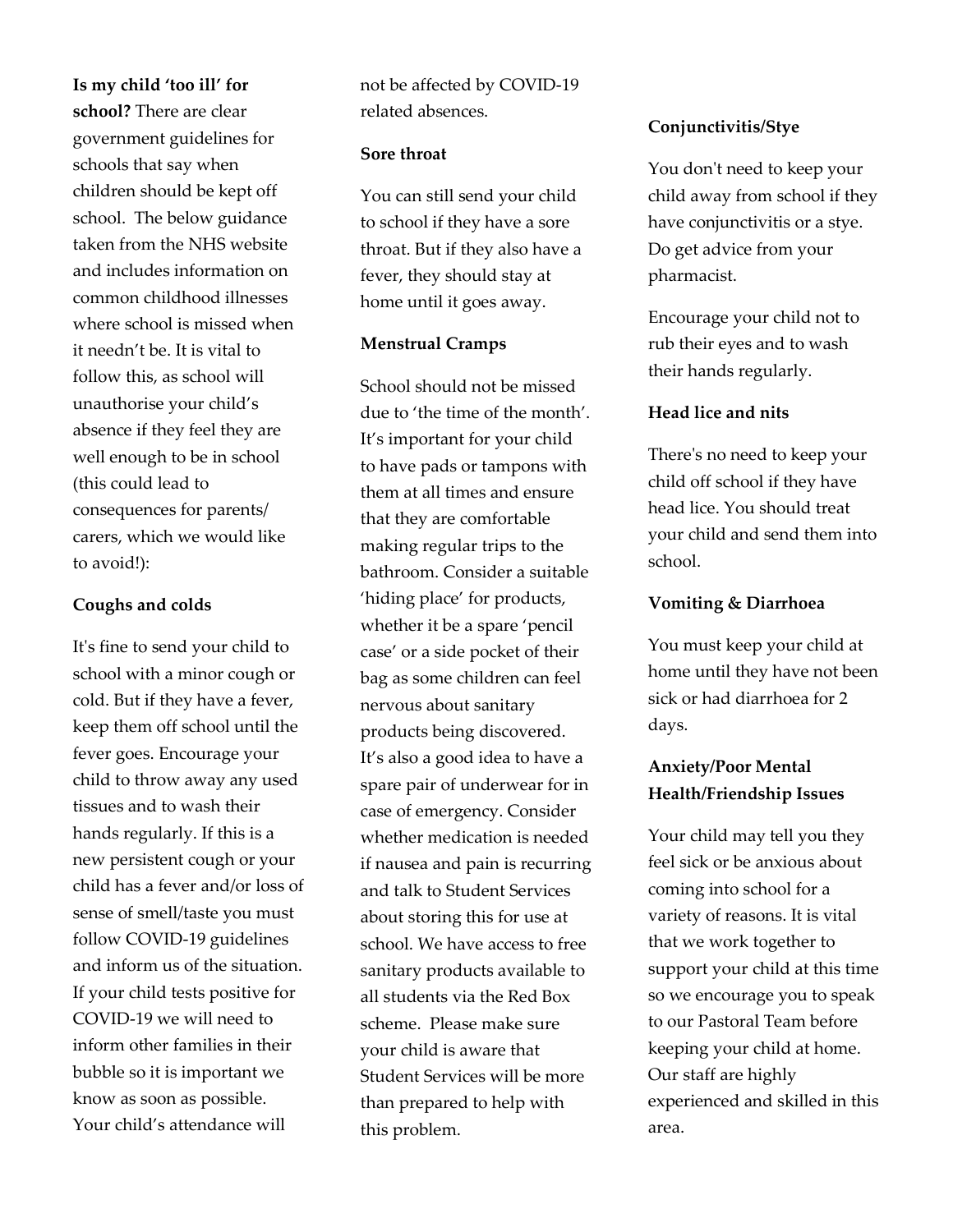**Is my child 'too ill' for school?** There are clear government guidelines for schools that say when children should be kept off school. The below guidance taken from the NHS website and includes information on common childhood illnesses where school is missed when it needn't be. It is vital to follow this, as school will unauthorise your child's absence if they feel they are well enough to be in school (this could lead to consequences for parents/ carers, which we would like to avoid!):

**Coughs and colds**

It's fine to send your child to school with a minor cough or cold. But if they have a fever, keep them off school until the fever goes. Encourage your child to throw away any used tissues and to wash their hands regularly. If this is a new persistent cough or your child has a fever and/or loss of sense of smell/taste you must follow COVID-19 guidelines and inform us of the situation. If your child tests positive for COVID-19 we will need to inform other families in their bubble so it is important we know as soon as possible. Your child's attendance will not be affected by COVID-19 related absences.

**Sore throat**

You can still send your child to school if they have a sore throat. But if they also have a fever, they should stay at home until it goes away.

**Menstrual Cramps**

School should not be missed due to 'the time of the month'. It's important for your child to have pads or tampons with them at all times and ensure that they are comfortable making regular trips to the bathroom. Consider a suitable 'hiding place' for products, whether it be a spare 'pencil case' or a side pocket of their bag as some children can feel nervous about sanitary products being discovered. It's also a good idea to have a spare pair of underwear for in case of emergency. Consider whether medication is needed if nausea and pain is recurring and talk to Student Services about storing this for use at school. We have access to free sanitary products available to all students via the Red Box scheme. Please make sure your child is aware that Student Services will be more than prepared to help with this problem.

**Conjunctivitis/Stye**

You don't need to keep your child away from school if they have conjunctivitis or a stye. Do get advice from your pharmacist.

Encourage your child not to rub their eyes and to wash their hands regularly.

**Head lice and nits**

There's no need to keep your child off school if they have head lice. You should treat your child and send them into school.

**Vomiting & Diarrhoea**

You must keep your child at home until they have not been sick or had diarrhoea for 2 days.

**Anxiety/Poor Mental Health/Friendship Issues**

Your child may tell you they feel sick or be anxious about coming into school for a variety of reasons. It is vital that we work together to support your child at this time so we encourage you to speak to our Pastoral Team before keeping your child at home. Our staff are highly experienced and skilled in this area.